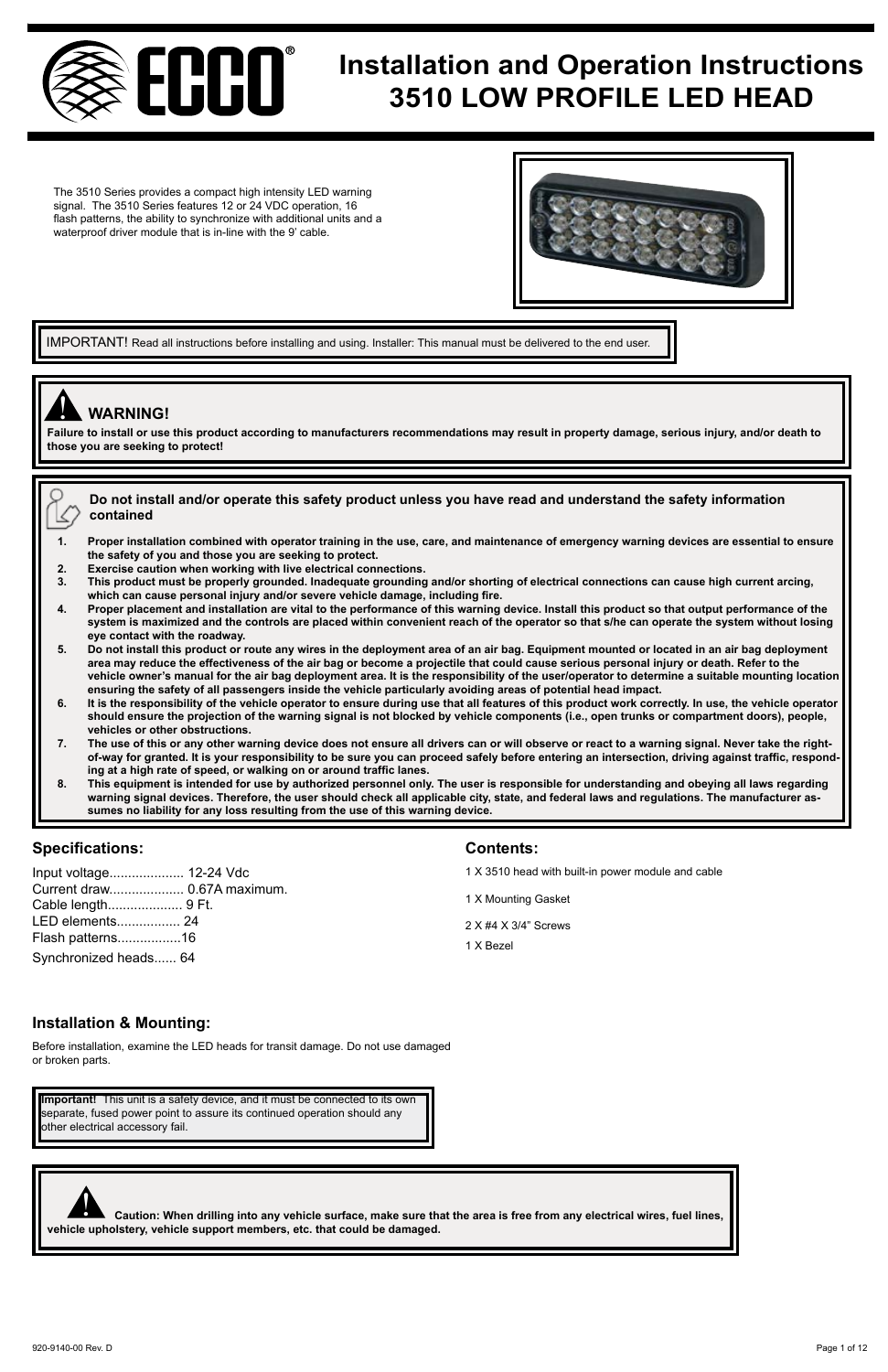# Installation and Operation Instructions
# 3510 LOW PROFILE LED HEAD

The 3510 Series provides a compact high intensity LED warning signal. The 3510 Series features 12 or 24 VDC operation, 16 flash patterns, the ability to synchronize with additional units and a waterproof driver module that is in-line with the 9' cable.

IMPORTANT! Read all instructions before installing and using. Installer: This manual must be delivered to the end user.

## WARNING!

**Failure to install or use this product according to manufacturers recommendations may result in property damage, serious injury, and/or death to those you are seeking to protect!**

**Do not install and/or operate this safety product unless you have read and understand the safety information contained**

1. **Proper installation combined with operator training in the use, care, and maintenance of emergency warning devices are essential to ensure the safety of you and those you are seeking to protect.**
2. **Exercise caution when working with live electrical connections.**
3. **This product must be properly grounded. Inadequate grounding and/or shorting of electrical connections can cause high current arcing, which can cause personal injury and/or severe vehicle damage, including fire.**
4. **Proper placement and installation are vital to the performance of this warning device. Install this product so that output performance of the system is maximized and the controls are placed within convenient reach of the operator so that s/he can operate the system without losing eye contact with the roadway.**
5. **Do not install this product or route any wires in the deployment area of an air bag. Equipment mounted or located in an air bag deployment area may reduce the effectiveness of the air bag or become a projectile that could cause serious personal injury or death. Refer to the vehicle owner's manual for the air bag deployment area. It is the responsibility of the user/operator to determine a suitable mounting location ensuring the safety of all passengers inside the vehicle particularly avoiding areas of potential head impact.**
6. **It is the responsibility of the vehicle operator to ensure during use that all features of this product work correctly. In use, the vehicle operator should ensure the projection of the warning signal is not blocked by vehicle components (i.e., open trunks or compartment doors), people, vehicles or other obstructions.**
7. **The use of this or any other warning device does not ensure all drivers can or will observe or react to a warning signal. Never take the right-of-way for granted. It is your responsibility to be sure you can proceed safely before entering an intersection, driving against traffic, responding at a high rate of speed, or walking on or around traffic lanes.**
8. **This equipment is intended for use by authorized personnel only. The user is responsible for understanding and obeying all laws regarding warning signal devices. Therefore, the user should check all applicable city, state, and federal laws and regulations. The manufacturer assumes no liability for any loss resulting from the use of this warning device.**

## Specifications:

Input voltage.................... 12-24 Vdc
Current draw.................... 0.67A maximum.
Cable length.................... 9 Ft.
LED elements................. 24
Flash patterns.................16
Synchronized heads...... 64

## Contents:

1 X 3510 head with built-in power module and cable

1 X Mounting Gasket

2 X #4 X 3/4" Screws

1 X Bezel

## Installation & Mounting:

Before installation, examine the LED heads for transit damage. Do not use damaged or broken parts.

**Important!** This unit is a safety device, and it must be connected to its own separate, fused power point to assure its continued operation should any other electrical accessory fail.

**Caution: When drilling into any vehicle surface, make sure that the area is free from any electrical wires, fuel lines, vehicle upholstery, vehicle support members, etc. that could be damaged.**

920-9140-00 Rev. D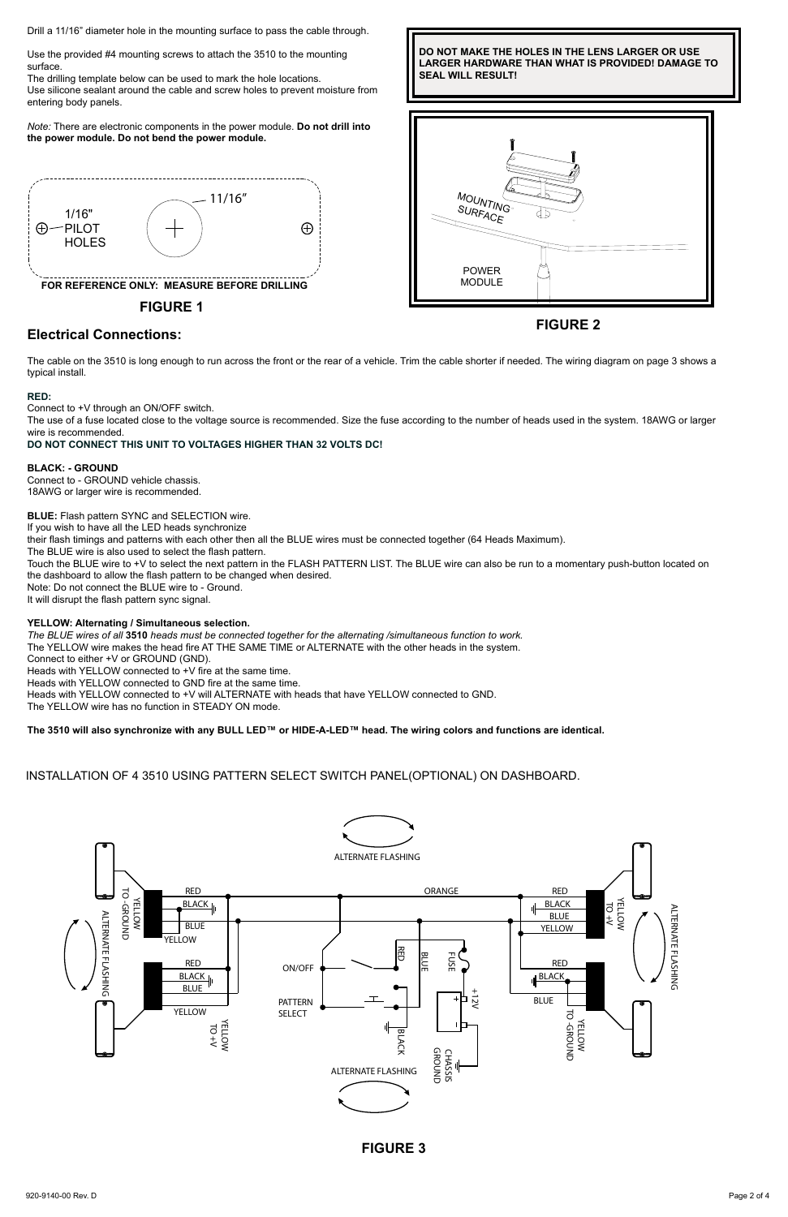Drill a 11/16" diameter hole in the mounting surface to pass the cable through.

Use the provided #4 mounting screws to attach the 3510 to the mounting surface.
The drilling template below can be used to mark the hole locations.
Use silicone sealant around the cable and screw holes to prevent moisture from entering body panels.

*Note:* There are electronic components in the power module. **Do not drill into the power module. Do not bend the power module.**

1/16" PILOT HOLES

11/16"

**FOR REFERENCE ONLY: MEASURE BEFORE DRILLING**

**FIGURE 1**

**DO NOT MAKE THE HOLES IN THE LENS LARGER OR USE LARGER HARDWARE THAN WHAT IS PROVIDED! DAMAGE TO SEAL WILL RESULT!**

MOUNTING SURFACE

POWER MODULE

**FIGURE 2**

## Electrical Connections:

The cable on the 3510 is long enough to run across the front or the rear of a vehicle. Trim the cable shorter if needed. The wiring diagram on page 3 shows a typical install.

**RED:**
Connect to +V through an ON/OFF switch.
The use of a fuse located close to the voltage source is recommended. Size the fuse according to the number of heads used in the system. 18AWG or larger wire is recommended.
**DO NOT CONNECT THIS UNIT TO VOLTAGES HIGHER THAN 32 VOLTS DC!**

**BLACK: - GROUND**
Connect to - GROUND vehicle chassis.
18AWG or larger wire is recommended.

**BLUE:** Flash pattern SYNC and SELECTION wire.
If you wish to have all the LED heads synchronize
their flash timings and patterns with each other then all the BLUE wires must be connected together (64 Heads Maximum).
The BLUE wire is also used to select the flash pattern.
Touch the BLUE wire to +V to select the next pattern in the FLASH PATTERN LIST. The BLUE wire can also be run to a momentary push-button located on the dashboard to allow the flash pattern to be changed when desired.
Note: Do not connect the BLUE wire to - Ground.
It will disrupt the flash pattern sync signal.

**YELLOW: Alternating / Simultaneous selection.**
*The BLUE wires of all* **3510** *heads must be connected together for the alternating /simultaneous function to work.*
The YELLOW wire makes the head fire AT THE SAME TIME or ALTERNATE with the other heads in the system.
Connect to either +V or GROUND (GND).
Heads with YELLOW connected to +V fire at the same time.
Heads with YELLOW connected to GND fire at the same time.
Heads with YELLOW connected to +V will ALTERNATE with heads that have YELLOW connected to GND.
The YELLOW wire has no function in STEADY ON mode.

**The 3510 will also synchronize with any BULL LED™ or HIDE-A-LED™ head. The wiring colors and functions are identical.**

INSTALLATION OF 4 3510 USING PATTERN SELECT SWITCH PANEL(OPTIONAL) ON DASHBOARD.

ALTERNATE FLASHING

RED BLACK BLUE YELLOW — YELLOW TO -GROUND — ALTERNATE FLASHING

RED BLACK BLUE YELLOW — YELLOW TO +V

ORANGE

ON/OFF

PATTERN SELECT

RED BLUE BLACK FUSE +12V CHASSIS GROUND

RED BLACK BLUE YELLOW — YELLOW TO +V — ALTERNATE FLASHING

RED BLACK BLUE — YELLOW TO -GROUND

ALTERNATE FLASHING

**FIGURE 3**

920-9140-00 Rev. D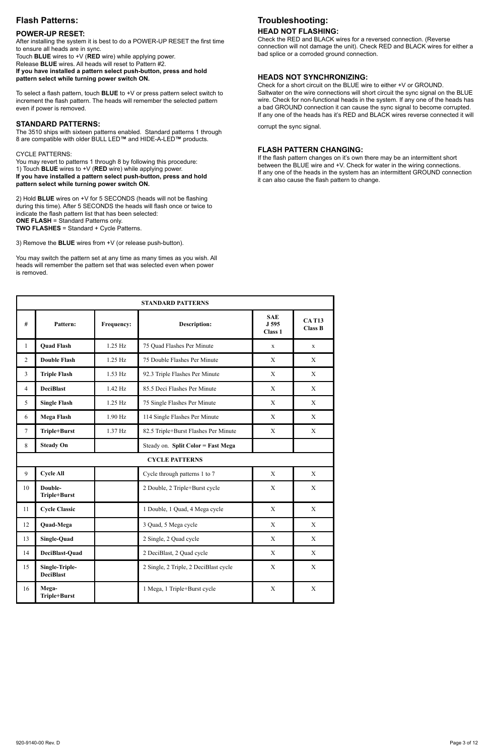# Flash Patterns:

### POWER-UP RESET:

After installing the system it is best to do a POWER-UP RESET the first time to ensure all heads are in sync.
Touch **BLUE** wires to +V (**RED** wire) while applying power.
Release **BLUE** wires. All heads will reset to Pattern #2.
**If you have installed a pattern select push-button, press and hold pattern select while turning power switch ON.**

To select a flash pattern, touch **BLUE** to +V or press pattern select switch to increment the flash pattern. The heads will remember the selected pattern even if power is removed.

### STANDARD PATTERNS:

The 3510 ships with sixteen patterns enabled. Standard patterns 1 through 8 are compatible with older BULL LED™ and HIDE-A-LED™ products.

CYCLE PATTERNS:
You may revert to patterns 1 through 8 by following this procedure:
1) Touch **BLUE** wires to +V (**RED** wire) while applying power.
**If you have installed a pattern select push-button, press and hold pattern select while turning power switch ON.**

2) Hold **BLUE** wires on +V for 5 SECONDS (heads will not be flashing during this time). After 5 SECONDS the heads will flash once or twice to indicate the flash pattern list that has been selected:
**ONE FLASH** = Standard Patterns only.
**TWO FLASHES** = Standard + Cycle Patterns.

3) Remove the **BLUE** wires from +V (or release push-button).

You may switch the pattern set at any time as many times as you wish. All heads will remember the pattern set that was selected even when power is removed.

# Troubleshooting:

### HEAD NOT FLASHING:

Check the RED and BLACK wires for a reversed connection. (Reverse connection will not damage the unit). Check RED and BLACK wires for either a bad splice or a corroded ground connection.

### HEADS NOT SYNCHRONIZING:

Check for a short circuit on the BLUE wire to either +V or GROUND.
Saltwater on the wire connections will short circuit the sync signal on the BLUE wire. Check for non-functional heads in the system. If any one of the heads has a bad GROUND connection it can cause the sync signal to become corrupted. If any one of the heads has it's RED and BLACK wires reverse connected it will corrupt the sync signal.

### FLASH PATTERN CHANGING:

If the flash pattern changes on it's own there may be an intermittent short between the BLUE wire and +V. Check for water in the wiring connections.
If any one of the heads in the system has an intermittent GROUND connection it can also cause the flash pattern to change.

| # | Pattern: | Frequency: | Description: | SAE J 595 Class 1 | CA T13 Class B |
|---|---|---|---|---|---|
| **STANDARD PATTERNS** | | | | | |
| 1 | **Quad Flash** | 1.25 Hz | 75 Quad Flashes Per Minute | x | x |
| 2 | **Double Flash** | 1.25 Hz | 75 Double Flashes Per Minute | X | X |
| 3 | **Triple Flash** | 1.53 Hz | 92.3 Triple Flashes Per Minute | X | X |
| 4 | **DeciBlast** | 1.42 Hz | 85.5 Deci Flashes Per Minute | X | X |
| 5 | **Single Flash** | 1.25 Hz | 75 Single Flashes Per Minute | X | X |
| 6 | **Mega Flash** | 1.90 Hz | 114 Single Flashes Per Minute | X | X |
| 7 | **Triple+Burst** | 1.37 Hz | 82.5 Triple+Burst Flashes Per Minute | X | X |
| 8 | **Steady On** | | Steady on. **Split Color = Fast Mega** | | |
| **CYCLE PATTERNS** | | | | | |
| 9 | **Cycle All** | | Cycle through patterns 1 to 7 | X | X |
| 10 | **Double-Triple+Burst** | | 2 Double, 2 Triple+Burst cycle | X | X |
| 11 | **Cycle Classic** | | 1 Double, 1 Quad, 4 Mega cycle | X | X |
| 12 | **Quad-Mega** | | 3 Quad, 5 Mega cycle | X | X |
| 13 | **Single-Quad** | | 2 Single, 2 Quad cycle | X | X |
| 14 | **DeciBlast-Quad** | | 2 DeciBlast, 2 Quad cycle | X | X |
| 15 | **Single-Triple-DeciBlast** | | 2 Single, 2 Triple, 2 DeciBlast cycle | X | X |
| 16 | **Mega-Triple+Burst** | | 1 Mega, 1 Triple+Burst cycle | X | X |

920-9140-00 Rev. D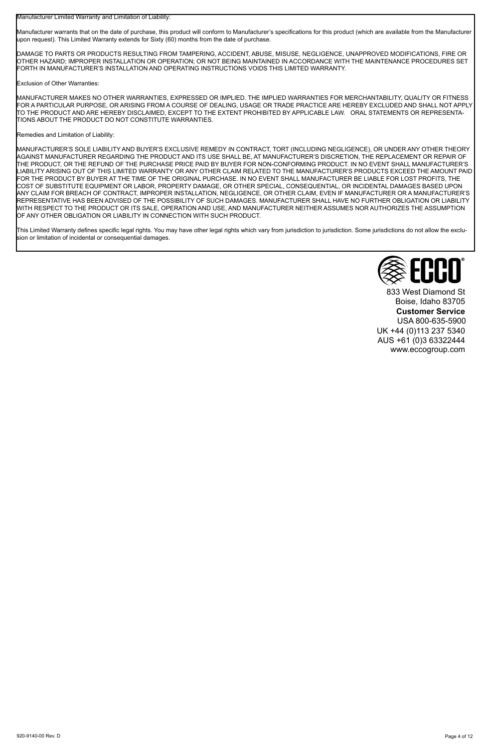Manufacturer Limited Warranty and Limitation of Liability:

Manufacturer warrants that on the date of purchase, this product will conform to Manufacturer's specifications for this product (which are available from the Manufacturer upon request). This Limited Warranty extends for Sixty (60) months from the date of purchase.

DAMAGE TO PARTS OR PRODUCTS RESULTING FROM TAMPERING, ACCIDENT, ABUSE, MISUSE, NEGLIGENCE, UNAPPROVED MODIFICATIONS, FIRE OR OTHER HAZARD; IMPROPER INSTALLATION OR OPERATION; OR NOT BEING MAINTAINED IN ACCORDANCE WITH THE MAINTENANCE PROCEDURES SET FORTH IN MANUFACTURER'S INSTALLATION AND OPERATING INSTRUCTIONS VOIDS THIS LIMITED WARRANTY.

Exclusion of Other Warranties:

MANUFACTURER MAKES NO OTHER WARRANTIES, EXPRESSED OR IMPLIED. THE IMPLIED WARRANTIES FOR MERCHANTABILITY, QUALITY OR FITNESS FOR A PARTICULAR PURPOSE, OR ARISING FROM A COURSE OF DEALING, USAGE OR TRADE PRACTICE ARE HEREBY EXCLUDED AND SHALL NOT APPLY TO THE PRODUCT AND ARE HEREBY DISCLAIMED, EXCEPT TO THE EXTENT PROHIBITED BY APPLICABLE LAW. ORAL STATEMENTS OR REPRESENTATIONS ABOUT THE PRODUCT DO NOT CONSTITUTE WARRANTIES.

Remedies and Limitation of Liability:

MANUFACTURER'S SOLE LIABILITY AND BUYER'S EXCLUSIVE REMEDY IN CONTRACT, TORT (INCLUDING NEGLIGENCE), OR UNDER ANY OTHER THEORY AGAINST MANUFACTURER REGARDING THE PRODUCT AND ITS USE SHALL BE, AT MANUFACTURER'S DISCRETION, THE REPLACEMENT OR REPAIR OF THE PRODUCT, OR THE REFUND OF THE PURCHASE PRICE PAID BY BUYER FOR NON-CONFORMING PRODUCT. IN NO EVENT SHALL MANUFACTURER'S LIABILITY ARISING OUT OF THIS LIMITED WARRANTY OR ANY OTHER CLAIM RELATED TO THE MANUFACTURER'S PRODUCTS EXCEED THE AMOUNT PAID FOR THE PRODUCT BY BUYER AT THE TIME OF THE ORIGINAL PURCHASE. IN NO EVENT SHALL MANUFACTURER BE LIABLE FOR LOST PROFITS, THE COST OF SUBSTITUTE EQUIPMENT OR LABOR, PROPERTY DAMAGE, OR OTHER SPECIAL, CONSEQUENTIAL, OR INCIDENTAL DAMAGES BASED UPON ANY CLAIM FOR BREACH OF CONTRACT, IMPROPER INSTALLATION, NEGLIGENCE, OR OTHER CLAIM, EVEN IF MANUFACTURER OR A MANUFACTURER'S REPRESENTATIVE HAS BEEN ADVISED OF THE POSSIBILITY OF SUCH DAMAGES. MANUFACTURER SHALL HAVE NO FURTHER OBLIGATION OR LIABILITY WITH RESPECT TO THE PRODUCT OR ITS SALE, OPERATION AND USE, AND MANUFACTURER NEITHER ASSUMES NOR AUTHORIZES THE ASSUMPTION OF ANY OTHER OBLIGATION OR LIABILITY IN CONNECTION WITH SUCH PRODUCT.

This Limited Warranty defines specific legal rights. You may have other legal rights which vary from jurisdiction to jurisdiction. Some jurisdictions do not allow the exclusion or limitation of incidental or consequential damages.

ECCO®

833 West Diamond St
Boise, Idaho 83705
**Customer Service**
USA 800-635-5900
UK +44 (0)113 237 5340
AUS +61 (0)3 63322444
www.eccogroup.com

920-9140-00 Rev. D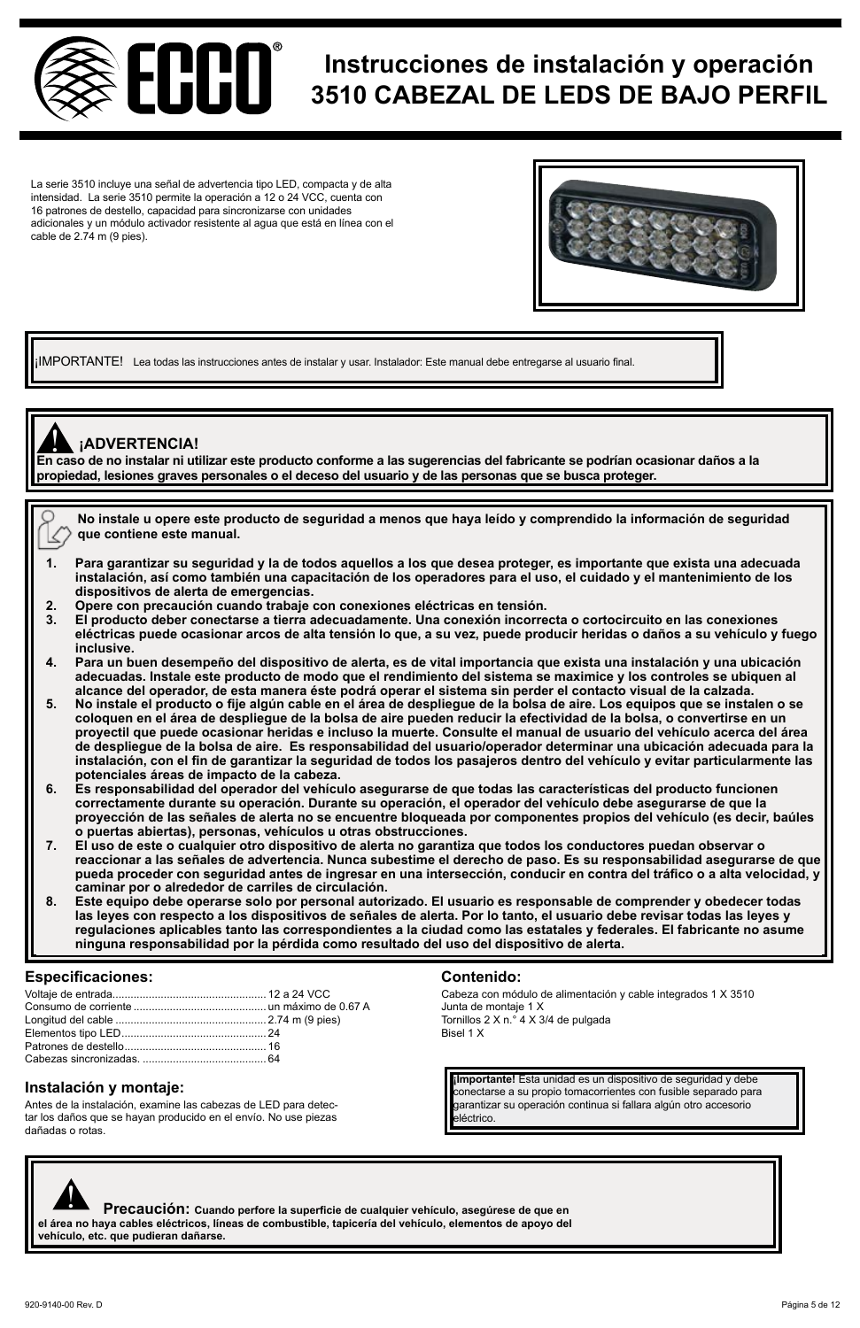# Instrucciones de instalación y operación 3510 CABEZAL DE LEDS DE BAJO PERFIL

La serie 3510 incluye una señal de advertencia tipo LED, compacta y de alta intensidad. La serie 3510 permite la operación a 12 o 24 VCC, cuenta con 16 patrones de destello, capacidad para sincronizarse con unidades adicionales y un módulo activador resistente al agua que está en línea con el cable de 2.74 m (9 pies).

¡IMPORTANTE! Lea todas las instrucciones antes de instalar y usar. Instalador: Este manual debe entregarse al usuario final.

**¡ADVERTENCIA!**
**En caso de no instalar ni utilizar este producto conforme a las sugerencias del fabricante se podrían ocasionar daños a la propiedad, lesiones graves personales o el deceso del usuario y de las personas que se busca proteger.**

**No instale u opere este producto de seguridad a menos que haya leído y comprendido la información de seguridad que contiene este manual.**

1. **Para garantizar su seguridad y la de todos aquellos a los que desea proteger, es importante que exista una adecuada instalación, así como también una capacitación de los operadores para el uso, el cuidado y el mantenimiento de los dispositivos de alerta de emergencias.**
2. **Opere con precaución cuando trabaje con conexiones eléctricas en tensión.**
3. **El producto deber conectarse a tierra adecuadamente. Una conexión incorrecta o cortocircuito en las conexiones eléctricas puede ocasionar arcos de alta tensión lo que, a su vez, puede producir heridas o daños a su vehículo y fuego inclusive.**
4. **Para un buen desempeño del dispositivo de alerta, es de vital importancia que exista una instalación y una ubicación adecuadas. Instale este producto de modo que el rendimiento del sistema se maximice y los controles se ubiquen al alcance del operador, de esta manera éste podrá operar el sistema sin perder el contacto visual de la calzada.**
5. **No instale el producto o fije algún cable en el área de despliegue de la bolsa de aire. Los equipos que se instalen o se coloquen en el área de despliegue de la bolsa de aire pueden reducir la efectividad de la bolsa, o convertirse en un proyectil que puede ocasionar heridas e incluso la muerte. Consulte el manual de usuario del vehículo acerca del área de despliegue de la bolsa de aire. Es responsabilidad del usuario/operador determinar una ubicación adecuada para la instalación, con el fin de garantizar la seguridad de todos los pasajeros dentro del vehículo y evitar particularmente las potenciales áreas de impacto de la cabeza.**
6. **Es responsabilidad del operador del vehículo asegurarse de que todas las características del producto funcionen correctamente durante su operación. Durante su operación, el operador del vehículo debe asegurarse de que la proyección de las señales de alerta no se encuentre bloqueada por componentes propios del vehículo (es decir, baúles o puertas abiertas), personas, vehículos u otras obstrucciones.**
7. **El uso de este o cualquier otro dispositivo de alerta no garantiza que todos los conductores puedan observar o reaccionar a las señales de advertencia. Nunca subestime el derecho de paso. Es su responsabilidad asegurarse de que pueda proceder con seguridad antes de ingresar en una intersección, conducir en contra del tráfico o a alta velocidad, y caminar por o alrededor de carriles de circulación.**
8. **Este equipo debe operarse solo por personal autorizado. El usuario es responsable de comprender y obedecer todas las leyes con respecto a los dispositivos de señales de alerta. Por lo tanto, el usuario debe revisar todas las leyes y regulaciones aplicables tanto las correspondientes a la ciudad como las estatales y federales. El fabricante no asume ninguna responsabilidad por la pérdida como resultado del uso del dispositivo de alerta.**

## Especificaciones:

| | |
|---|---|
| Voltaje de entrada | 12 a 24 VCC |
| Consumo de corriente | un máximo de 0.67 A |
| Longitud del cable | 2.74 m (9 pies) |
| Elementos tipo LED | 24 |
| Patrones de destello | 16 |
| Cabezas sincronizadas. | 64 |

## Instalación y montaje:

Antes de la instalación, examine las cabezas de LED para detectar los daños que se hayan producido en el envío. No use piezas dañadas o rotas.

## Contenido:

Cabeza con módulo de alimentación y cable integrados 1 X 3510
Junta de montaje 1 X
Tornillos 2 X n.° 4 X 3/4 de pulgada
Bisel 1 X

**¡Importante!** Esta unidad es un dispositivo de seguridad y debe conectarse a su propio tomacorrientes con fusible separado para garantizar su operación continua si fallara algún otro accesorio eléctrico.

**Precaución: Cuando perfore la superficie de cualquier vehículo, asegúrese de que en el área no haya cables eléctricos, líneas de combustible, tapicería del vehículo, elementos de apoyo del vehículo, etc. que pudieran dañarse.**

920-9140-00 Rev. D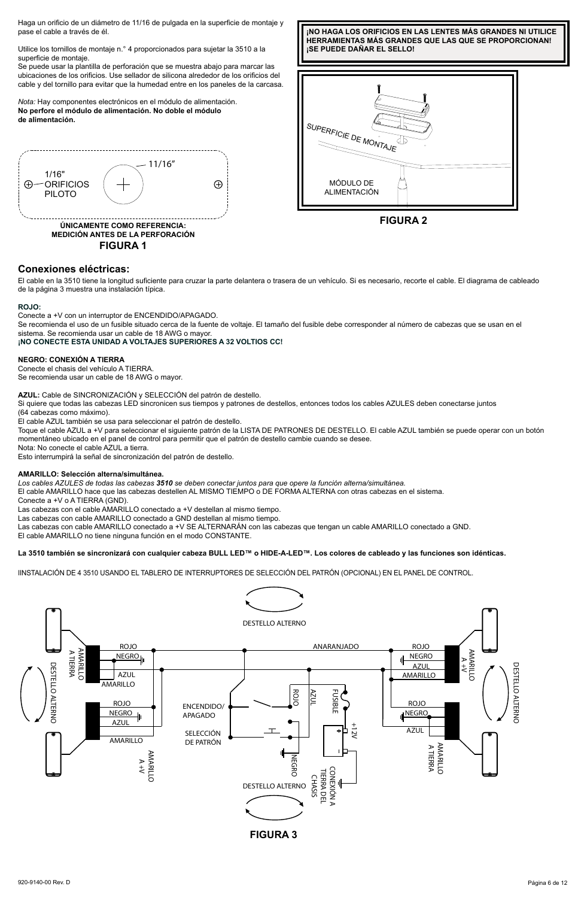Haga un orificio de un diámetro de 11/16 de pulgada en la superficie de montaje y pase el cable a través de él.

Utilice los tornillos de montaje n.° 4 proporcionados para sujetar la 3510 a la superficie de montaje.
Se puede usar la plantilla de perforación que se muestra abajo para marcar las ubicaciones de los orificios. Use sellador de silicona alrededor de los orificios del cable y del tornillo para evitar que la humedad entre en los paneles de la carcasa.

*Nota:* Hay componentes electrónicos en el módulo de alimentación. **No perfore el módulo de alimentación. No doble el módulo de alimentación.**

**¡NO HAGA LOS ORIFICIOS EN LAS LENTES MÁS GRANDES NI UTILICE HERRAMIENTAS MÁS GRANDES QUE LAS QUE SE PROPORCIONAN! ¡SE PUEDE DAÑAR EL SELLO!**

1/16" ORIFICIOS PILOTO
11/16"

**ÚNICAMENTE COMO REFERENCIA: MEDICIÓN ANTES DE LA PERFORACIÓN**

**FIGURA 1**

SUPERFICIE DE MONTAJE
MÓDULO DE ALIMENTACIÓN

**FIGURA 2**

## Conexiones eléctricas:

El cable en la 3510 tiene la longitud suficiente para cruzar la parte delantera o trasera de un vehículo. Si es necesario, recorte el cable. El diagrama de cableado de la página 3 muestra una instalación típica.

**ROJO:**
Conecte a +V con un interruptor de ENCENDIDO/APAGADO.
Se recomienda el uso de un fusible situado cerca de la fuente de voltaje. El tamaño del fusible debe corresponder al número de cabezas que se usan en el sistema. Se recomienda usar un cable de 18 AWG o mayor.
**¡NO CONECTE ESTA UNIDAD A VOLTAJES SUPERIORES A 32 VOLTIOS CC!**

**NEGRO: CONEXIÓN A TIERRA**
Conecte el chasis del vehículo A TIERRA.
Se recomienda usar un cable de 18 AWG o mayor.

**AZUL:** Cable de SINCRONIZACIÓN y SELECCIÓN del patrón de destello.
Si quiere que todas las cabezas LED sincronicen sus tiempos y patrones de destellos, entonces todos los cables AZULES deben conectarse juntos (64 cabezas como máximo).
El cable AZUL también se usa para seleccionar el patrón de destello.
Toque el cable AZUL a +V para seleccionar el siguiente patrón de la LISTA DE PATRONES DE DESTELLO. El cable AZUL también se puede operar con un botón momentáneo ubicado en el panel de control para permitir que el patrón de destello cambie cuando se desee.
Nota: No conecte el cable AZUL a tierra.
Esto interrumpirá la señal de sincronización del patrón de destello.

**AMARILLO: Selección alterna/simultánea.**
*Los cables AZULES de todas las cabezas **3510** se deben conectar juntos para que opere la función alterna/simultánea.*
El cable AMARILLO hace que las cabezas destellen AL MISMO TIEMPO o DE FORMA ALTERNA con otras cabezas en el sistema.
Conecte a +V o A TIERRA (GND).
Las cabezas con el cable AMARILLO conectado a +V destellan al mismo tiempo.
Las cabezas con cable AMARILLO conectado a GND destellan al mismo tiempo.
Las cabezas con cable AMARILLO conectado a +V SE ALTERNARÁN con las cabezas que tengan un cable AMARILLO conectado a GND.
El cable AMARILLO no tiene ninguna función en el modo CONSTANTE.

**La 3510 también se sincronizará con cualquier cabeza BULL LED™ o HIDE-A-LED™. Los colores de cableado y las funciones son idénticas.**

IINSTALACIÓN DE 4 3510 USANDO EL TABLERO DE INTERRUPTORES DE SELECCIÓN DEL PATRÓN (OPCIONAL) EN EL PANEL DE CONTROL.

DESTELLO ALTERNO · ROJO · NEGRO · AZUL · AMARILLO · ANARANJADO · AMARILLO A TIERRA · AMARILLO A +V · ENCENDIDO/APAGADO · SELECCIÓN DE PATRÓN · FUSIBLE · +12V · CONEXIÓN A TIERRA DEL CHASIS

**FIGURA 3**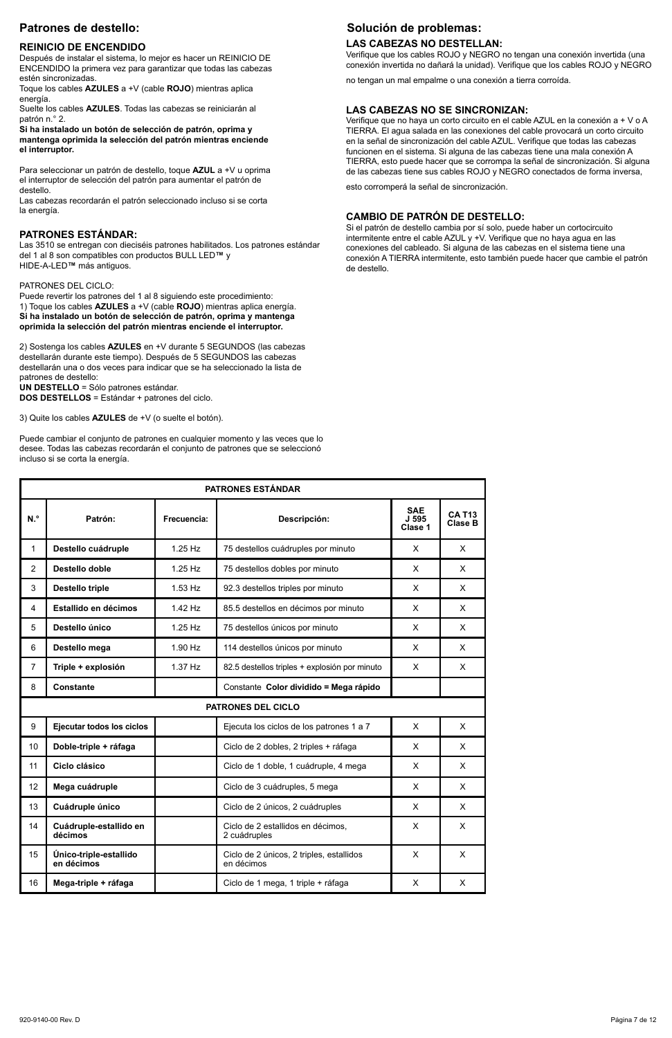## Patrones de destello:

### REINICIO DE ENCENDIDO

Después de instalar el sistema, lo mejor es hacer un REINICIO DE ENCENDIDO la primera vez para garantizar que todas las cabezas estén sincronizadas.
Toque los cables **AZULES** a +V (cable **ROJO**) mientras aplica energía.
Suelte los cables **AZULES**. Todas las cabezas se reiniciarán al patrón n.° 2.
**Si ha instalado un botón de selección de patrón, oprima y mantenga oprimida la selección del patrón mientras enciende el interruptor.**

Para seleccionar un patrón de destello, toque **AZUL** a +V u oprima el interruptor de selección del patrón para aumentar el patrón de destello.
Las cabezas recordarán el patrón seleccionado incluso si se corta la energía.

### PATRONES ESTÁNDAR:

Las 3510 se entregan con dieciséis patrones habilitados. Los patrones estándar del 1 al 8 son compatibles con productos BULL LED™ y HIDE-A-LED™ más antiguos.

PATRONES DEL CICLO:
Puede revertir los patrones del 1 al 8 siguiendo este procedimiento:
1) Toque los cables **AZULES** a +V (cable **ROJO**) mientras aplica energía.
**Si ha instalado un botón de selección de patrón, oprima y mantenga oprimida la selección del patrón mientras enciende el interruptor.**

2) Sostenga los cables **AZULES** en +V durante 5 SEGUNDOS (las cabezas destellarán durante este tiempo). Después de 5 SEGUNDOS las cabezas destellarán una o dos veces para indicar que se ha seleccionado la lista de patrones de destello:
**UN DESTELLO** = Sólo patrones estándar.
**DOS DESTELLOS** = Estándar + patrones del ciclo.

3) Quite los cables **AZULES** de +V (o suelte el botón).

Puede cambiar el conjunto de patrones en cualquier momento y las veces que lo desee. Todas las cabezas recordarán el conjunto de patrones que se seleccionó incluso si se corta la energía.

## Solución de problemas:

### LAS CABEZAS NO DESTELLAN:

Verifique que los cables ROJO y NEGRO no tengan una conexión invertida (una conexión invertida no dañará la unidad). Verifique que los cables ROJO y NEGRO no tengan un mal empalme o una conexión a tierra corroída.

### LAS CABEZAS NO SE SINCRONIZAN:

Verifique que no haya un corto circuito en el cable AZUL en la conexión a + V o A TIERRA. El agua salada en las conexiones del cable provocará un corto circuito en la señal de sincronización del cable AZUL. Verifique que todas las cabezas funcionen en el sistema. Si alguna de las cabezas tiene una mala conexión A TIERRA, esto puede hacer que se corrompa la señal de sincronización. Si alguna de las cabezas tiene sus cables ROJO y NEGRO conectados de forma inversa, esto corromperá la señal de sincronización.

### CAMBIO DE PATRÓN DE DESTELLO:

Si el patrón de destello cambia por sí solo, puede haber un cortocircuito intermitente entre el cable AZUL y +V. Verifique que no haya agua en las conexiones del cableado. Si alguna de las cabezas en el sistema tiene una conexión A TIERRA intermitente, esto también puede hacer que cambie el patrón de destello.

| PATRONES ESTÁNDAR | | | | | |
|---|---|---|---|---|---|
| **N.°** | **Patrón:** | **Frecuencia:** | **Descripción:** | **SAE J 595 Clase 1** | **CA T13 Clase B** |
| 1 | **Destello cuádruple** | 1.25 Hz | 75 destellos cuádruples por minuto | X | X |
| 2 | **Destello doble** | 1.25 Hz | 75 destellos dobles por minuto | X | X |
| 3 | **Destello triple** | 1.53 Hz | 92.3 destellos triples por minuto | X | X |
| 4 | **Estallido en décimos** | 1.42 Hz | 85.5 destellos en décimos por minuto | X | X |
| 5 | **Destello único** | 1.25 Hz | 75 destellos únicos por minuto | X | X |
| 6 | **Destello mega** | 1.90 Hz | 114 destellos únicos por minuto | X | X |
| 7 | **Triple + explosión** | 1.37 Hz | 82.5 destellos triples + explosión por minuto | X | X |
| 8 | **Constante** | | Constante **Color dividido = Mega rápido** | | |
| **PATRONES DEL CICLO** | | | | | |
| 9 | **Ejecutar todos los ciclos** | | Ejecuta los ciclos de los patrones 1 a 7 | X | X |
| 10 | **Doble-triple + ráfaga** | | Ciclo de 2 dobles, 2 triples + ráfaga | X | X |
| 11 | **Ciclo clásico** | | Ciclo de 1 doble, 1 cuádruple, 4 mega | X | X |
| 12 | **Mega cuádruple** | | Ciclo de 3 cuádruples, 5 mega | X | X |
| 13 | **Cuádruple único** | | Ciclo de 2 únicos, 2 cuádruples | X | X |
| 14 | **Cuádruple-estallido en décimos** | | Ciclo de 2 estallidos en décimos, 2 cuádruples | X | X |
| 15 | **Único-triple-estallido en décimos** | | Ciclo de 2 únicos, 2 triples, estallidos en décimos | X | X |
| 16 | **Mega-triple + ráfaga** | | Ciclo de 1 mega, 1 triple + ráfaga | X | X |

920-9140-00 Rev. D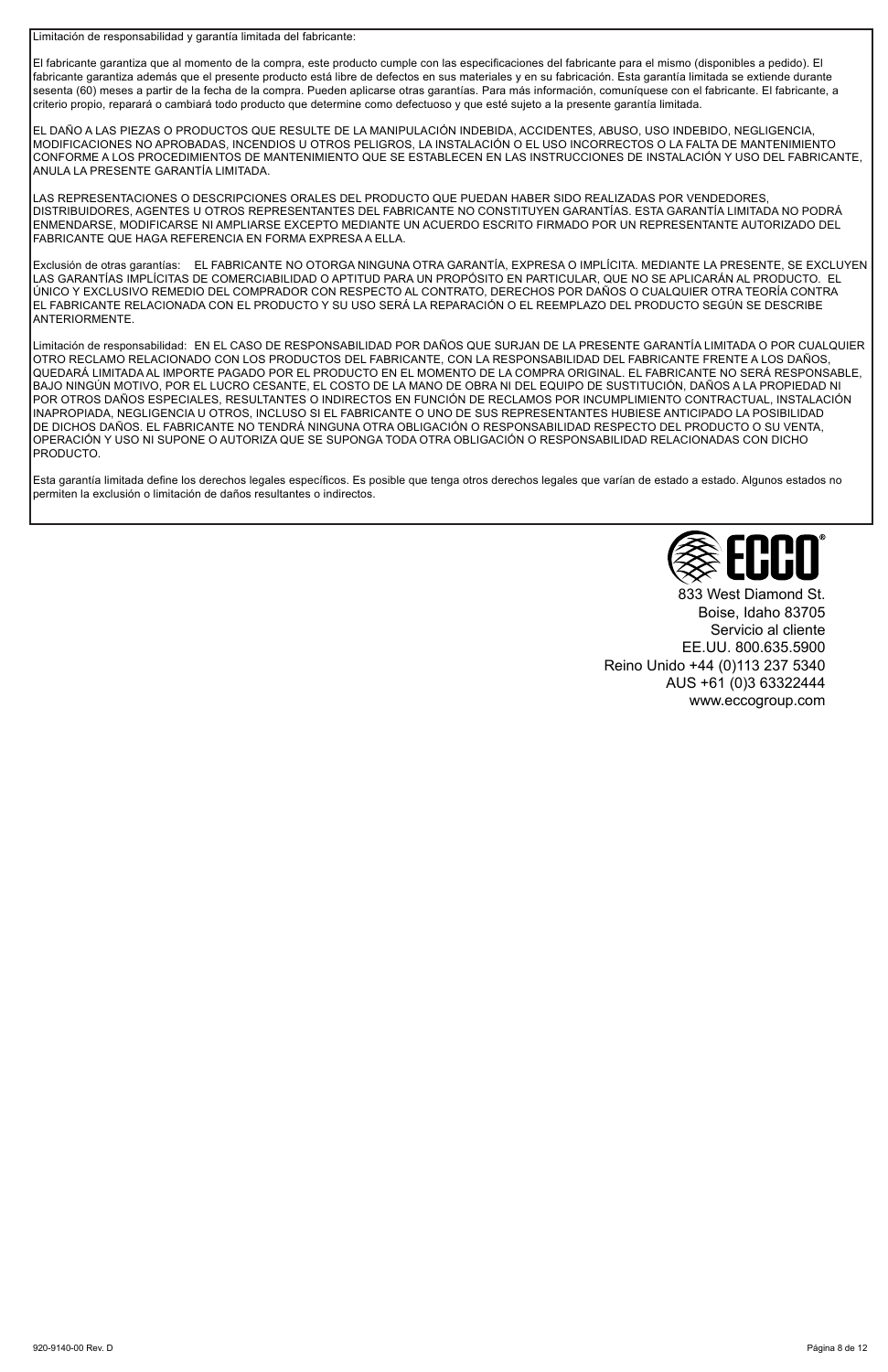Limitación de responsabilidad y garantía limitada del fabricante:

El fabricante garantiza que al momento de la compra, este producto cumple con las especificaciones del fabricante para el mismo (disponibles a pedido). El fabricante garantiza además que el presente producto está libre de defectos en sus materiales y en su fabricación. Esta garantía limitada se extiende durante sesenta (60) meses a partir de la fecha de la compra. Pueden aplicarse otras garantías. Para más información, comuníquese con el fabricante. El fabricante, a criterio propio, reparará o cambiará todo producto que determine como defectuoso y que esté sujeto a la presente garantía limitada.

EL DAÑO A LAS PIEZAS O PRODUCTOS QUE RESULTE DE LA MANIPULACIÓN INDEBIDA, ACCIDENTES, ABUSO, USO INDEBIDO, NEGLIGENCIA, MODIFICACIONES NO APROBADAS, INCENDIOS U OTROS PELIGROS, LA INSTALACIÓN O EL USO INCORRECTOS O LA FALTA DE MANTENIMIENTO CONFORME A LOS PROCEDIMIENTOS DE MANTENIMIENTO QUE SE ESTABLECEN EN LAS INSTRUCCIONES DE INSTALACIÓN Y USO DEL FABRICANTE, ANULA LA PRESENTE GARANTÍA LIMITADA.

LAS REPRESENTACIONES O DESCRIPCIONES ORALES DEL PRODUCTO QUE PUEDAN HABER SIDO REALIZADAS POR VENDEDORES, DISTRIBUIDORES, AGENTES U OTROS REPRESENTANTES DEL FABRICANTE NO CONSTITUYEN GARANTÍAS. ESTA GARANTÍA LIMITADA NO PODRÁ ENMENDARSE, MODIFICARSE NI AMPLIARSE EXCEPTO MEDIANTE UN ACUERDO ESCRITO FIRMADO POR UN REPRESENTANTE AUTORIZADO DEL FABRICANTE QUE HAGA REFERENCIA EN FORMA EXPRESA A ELLA.

Exclusión de otras garantías: EL FABRICANTE NO OTORGA NINGUNA OTRA GARANTÍA, EXPRESA O IMPLÍCITA. MEDIANTE LA PRESENTE, SE EXCLUYEN LAS GARANTÍAS IMPLÍCITAS DE COMERCIABILIDAD O APTITUD PARA UN PROPÓSITO EN PARTICULAR, QUE NO SE APLICARÁN AL PRODUCTO. EL ÚNICO Y EXCLUSIVO REMEDIO DEL COMPRADOR CON RESPECTO AL CONTRATO, DERECHOS POR DAÑOS O CUALQUIER OTRA TEORÍA CONTRA EL FABRICANTE RELACIONADA CON EL PRODUCTO Y SU USO SERÁ LA REPARACIÓN O EL REEMPLAZO DEL PRODUCTO SEGÚN SE DESCRIBE ANTERIORMENTE.

Limitación de responsabilidad: EN EL CASO DE RESPONSABILIDAD POR DAÑOS QUE SURJAN DE LA PRESENTE GARANTÍA LIMITADA O POR CUALQUIER OTRO RECLAMO RELACIONADO CON LOS PRODUCTOS DEL FABRICANTE, CON LA RESPONSABILIDAD DEL FABRICANTE FRENTE A LOS DAÑOS, QUEDARÁ LIMITADA AL IMPORTE PAGADO POR EL PRODUCTO EN EL MOMENTO DE LA COMPRA ORIGINAL. EL FABRICANTE NO SERÁ RESPONSABLE, BAJO NINGÚN MOTIVO, POR EL LUCRO CESANTE, EL COSTO DE LA MANO DE OBRA NI DEL EQUIPO DE SUSTITUCIÓN, DAÑOS A LA PROPIEDAD NI POR OTROS DAÑOS ESPECIALES, RESULTANTES O INDIRECTOS EN FUNCIÓN DE RECLAMOS POR INCUMPLIMIENTO CONTRACTUAL, INSTALACIÓN INAPROPIADA, NEGLIGENCIA U OTROS, INCLUSO SI EL FABRICANTE O UNO DE SUS REPRESENTANTES HUBIESE ANTICIPADO LA POSIBILIDAD DE DICHOS DAÑOS. EL FABRICANTE NO TENDRÁ NINGUNA OTRA OBLIGACIÓN O RESPONSABILIDAD RESPECTO DEL PRODUCTO O SU VENTA, OPERACIÓN Y USO NI SUPONE O AUTORIZA QUE SE SUPONGA TODA OTRA OBLIGACIÓN O RESPONSABILIDAD RELACIONADAS CON DICHO PRODUCTO.

Esta garantía limitada define los derechos legales específicos. Es posible que tenga otros derechos legales que varían de estado a estado. Algunos estados no permiten la exclusión o limitación de daños resultantes o indirectos.

ECCO®

833 West Diamond St.
Boise, Idaho 83705
Servicio al cliente
EE.UU. 800.635.5900
Reino Unido +44 (0)113 237 5340
AUS +61 (0)3 63322444
www.eccogroup.com

920-9140-00 Rev. D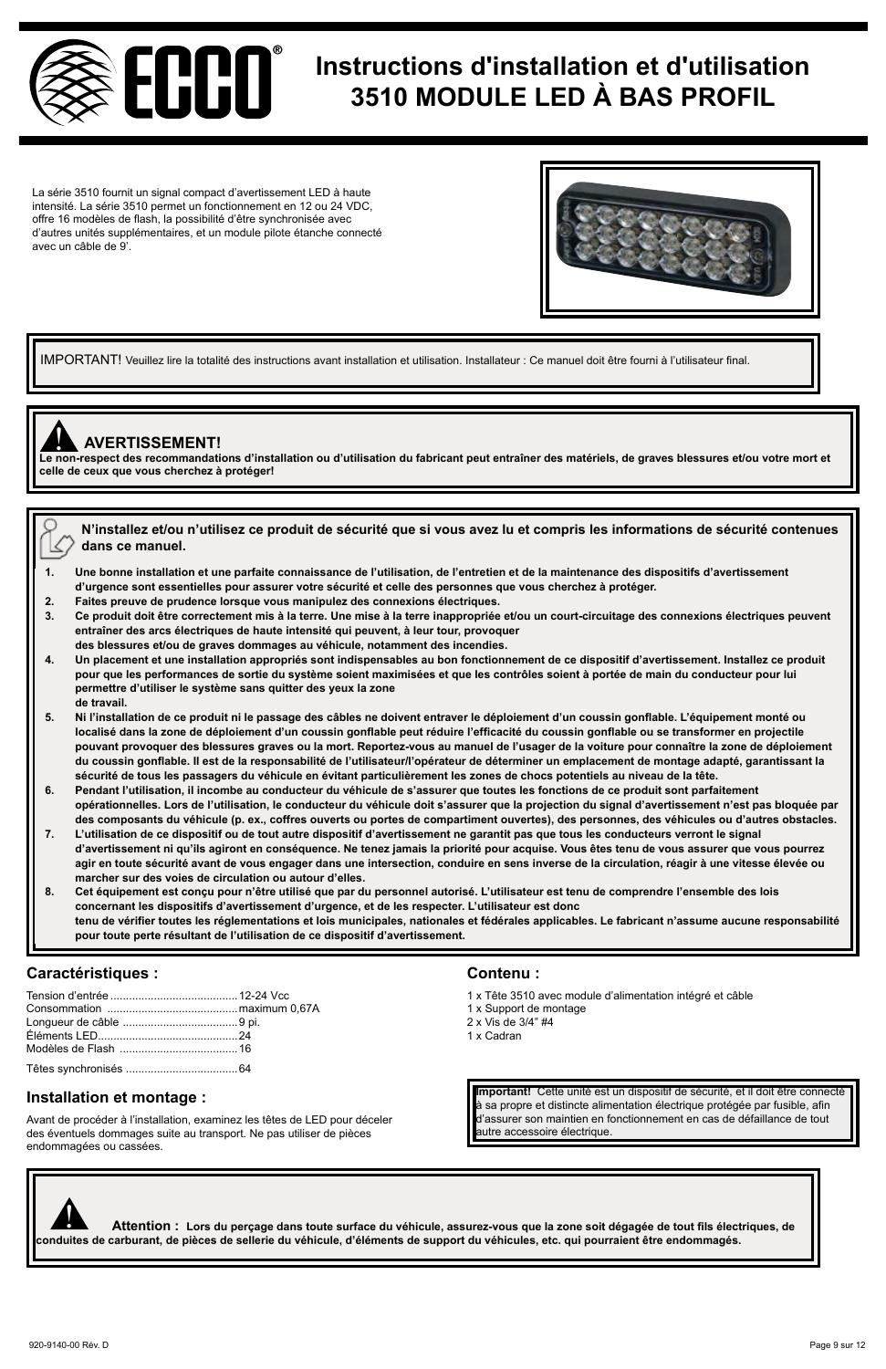# Instructions d'installation et d'utilisation
# 3510 MODULE LED À BAS PROFIL

La série 3510 fournit un signal compact d'avertissement LED à haute intensité. La série 3510 permet un fonctionnement en 12 ou 24 VDC, offre 16 modèles de flash, la possibilité d'être synchronisée avec d'autres unités supplémentaires, et un module pilote étanche connecté avec un câble de 9'.

IMPORTANT! Veuillez lire la totalité des instructions avant installation et utilisation. Installateur : Ce manuel doit être fourni à l'utilisateur final.

**AVERTISSEMENT!**
**Le non-respect des recommandations d'installation ou d'utilisation du fabricant peut entraîner des matériels, de graves blessures et/ou votre mort et celle de ceux que vous cherchez à protéger!**

**N'installez et/ou n'utilisez ce produit de sécurité que si vous avez lu et compris les informations de sécurité contenues dans ce manuel.**

1. **Une bonne installation et une parfaite connaissance de l'utilisation, de l'entretien et de la maintenance des dispositifs d'avertissement d'urgence sont essentielles pour assurer votre sécurité et celle des personnes que vous cherchez à protéger.**
2. **Faites preuve de prudence lorsque vous manipulez des connexions électriques.**
3. **Ce produit doit être correctement mis à la terre. Une mise à la terre inappropriée et/ou un court-circuitage des connexions électriques peuvent entraîner des arcs électriques de haute intensité qui peuvent, à leur tour, provoquer des blessures et/ou de graves dommages au véhicule, notamment des incendies.**
4. **Un placement et une installation appropriés sont indispensables au bon fonctionnement de ce dispositif d'avertissement. Installez ce produit pour que les performances de sortie du système soient maximisées et que les contrôles soient à portée de main du conducteur pour lui permettre d'utiliser le système sans quitter des yeux la zone de travail.**
5. **Ni l'installation de ce produit ni le passage des câbles ne doivent entraver le déploiement d'un coussin gonflable. L'équipement monté ou localisé dans la zone de déploiement d'un coussin gonflable peut réduire l'efficacité du coussin gonflable ou se transformer en projectile pouvant provoquer des blessures graves ou la mort. Reportez-vous au manuel de l'usager de la voiture pour connaître la zone de déploiement du coussin gonflable. Il est de la responsabilité de l'utilisateur/l'opérateur de déterminer un emplacement de montage adapté, garantissant la sécurité de tous les passagers du véhicule en évitant particulièrement les zones de chocs potentiels au niveau de la tête.**
6. **Pendant l'utilisation, il incombe au conducteur du véhicule de s'assurer que toutes les fonctions de ce produit sont parfaitement opérationnelles. Lors de l'utilisation, le conducteur du véhicule doit s'assurer que la projection du signal d'avertissement n'est pas bloquée par des composants du véhicule (p. ex., coffres ouverts ou portes de compartiment ouvertes), des personnes, des véhicules ou d'autres obstacles.**
7. **L'utilisation de ce dispositif ou de tout autre dispositif d'avertissement ne garantit pas que tous les conducteurs verront le signal d'avertissement ni qu'ils agiront en conséquence. Ne tenez jamais la priorité pour acquise. Vous êtes tenu de vous assurer que vous pourrez agir en toute sécurité avant de vous engager dans une intersection, conduire en sens inverse de la circulation, réagir à une vitesse élevée ou marcher sur des voies de circulation ou autour d'elles.**
8. **Cet équipement est conçu pour n'être utilisé que par du personnel autorisé. L'utilisateur est tenu de comprendre l'ensemble des lois concernant les dispositifs d'avertissement d'urgence, et de les respecter. L'utilisateur est donc tenu de vérifier toutes les réglementations et lois municipales, nationales et fédérales applicables. Le fabricant n'assume aucune responsabilité pour toute perte résultant de l'utilisation de ce dispositif d'avertissement.**

## Caractéristiques :

| | |
|---|---|
| Tension d'entrée | 12-24 Vcc |
| Consommation | maximum 0,67A |
| Longueur de câble | 9 pi. |
| Éléments LED | 24 |
| Modèles de Flash | 16 |
| Têtes synchronisés | 64 |

## Contenu :

1 x Tête 3510 avec module d'alimentation intégré et câble
1 x Support de montage
2 x Vis de 3/4" #4
1 x Cadran

## Installation et montage :

Avant de procéder à l'installation, examinez les têtes de LED pour déceler des éventuels dommages suite au transport. Ne pas utiliser de pièces endommagées ou cassées.

**Important!** Cette unité est un dispositif de sécurité, et il doit être connecté à sa propre et distincte alimentation électrique protégée par fusible, afin d'assurer son maintien en fonctionnement en cas de défaillance de tout autre accessoire électrique.

**Attention : Lors du perçage dans toute surface du véhicule, assurez-vous que la zone soit dégagée de tout fils électriques, de conduites de carburant, de pièces de sellerie du véhicule, d'éléments de support du véhicules, etc. qui pourraient être endommagés.**

920-9140-00 Rév. D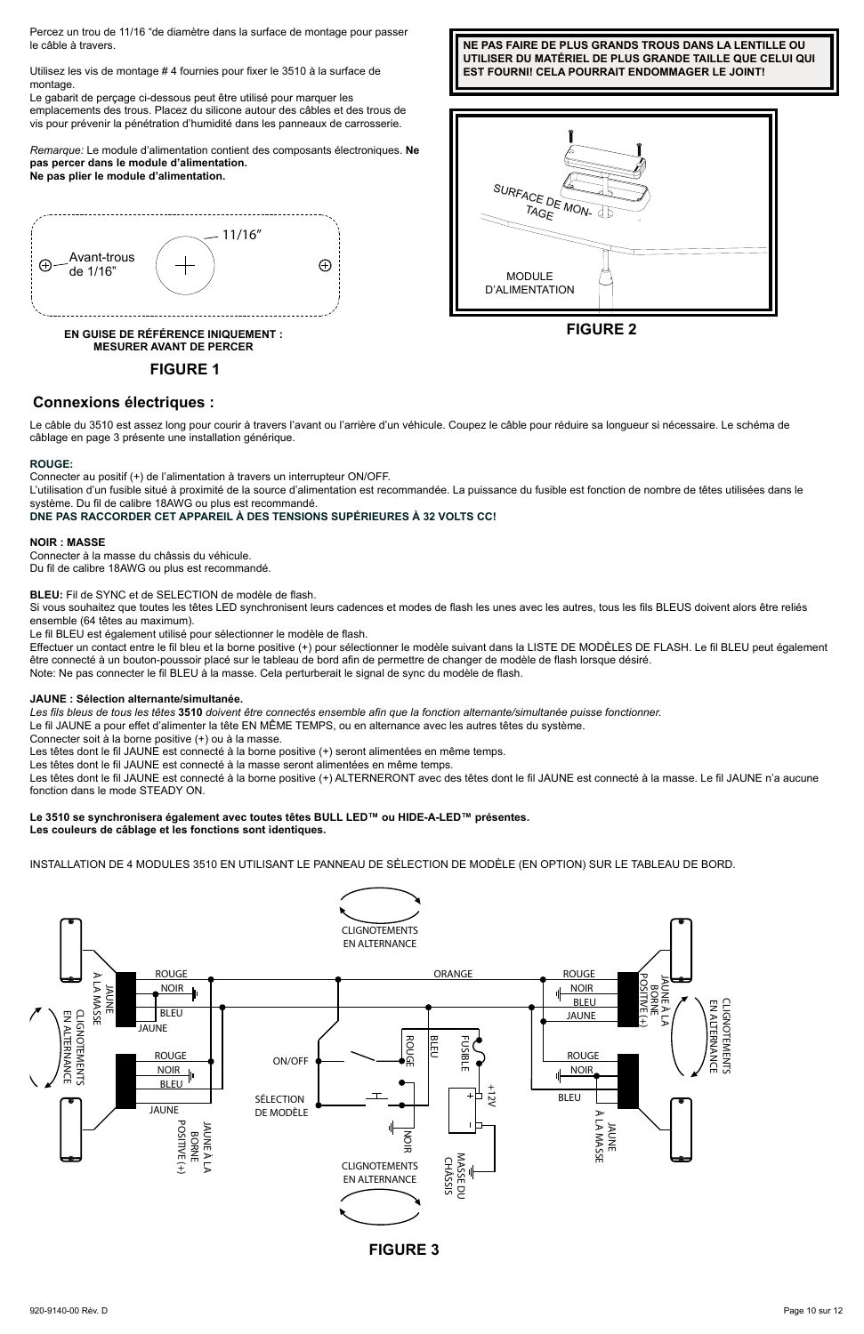Percez un trou de 11/16 "de diamètre dans la surface de montage pour passer le câble à travers.

Utilisez les vis de montage # 4 fournies pour fixer le 3510 à la surface de montage.
Le gabarit de perçage ci-dessous peut être utilisé pour marquer les emplacements des trous. Placez du silicone autour des câbles et des trous de vis pour prévenir la pénétration d'humidité dans les panneaux de carrosserie.

*Remarque:* Le module d'alimentation contient des composants électroniques. **Ne pas percer dans le module d'alimentation.**
**Ne pas plier le module d'alimentation.**

Avant-trous de 1/16"

11/16"

**EN GUISE DE RÉFÉRENCE INIQUEMENT : MESURER AVANT DE PERCER**

**FIGURE 1**

**NE PAS FAIRE DE PLUS GRANDS TROUS DANS LA LENTILLE OU UTILISER DU MATÉRIEL DE PLUS GRANDE TAILLE QUE CELUI QUI EST FOURNI! CELA POURRAIT ENDOMMAGER LE JOINT!**

SURFACE DE MONTAGE

MODULE D'ALIMENTATION

**FIGURE 2**

## Connexions électriques :

Le câble du 3510 est assez long pour courir à travers l'avant ou l'arrière d'un véhicule. Coupez le câble pour réduire sa longueur si nécessaire. Le schéma de câblage en page 3 présente une installation générique.

**ROUGE:**
Connecter au positif (+) de l'alimentation à travers un interrupteur ON/OFF.
L'utilisation d'un fusible situé à proximité de la source d'alimentation est recommandée. La puissance du fusible est fonction de nombre de têtes utilisées dans le système. Du fil de calibre 18AWG ou plus est recommandé.
**DNE PAS RACCORDER CET APPAREIL À DES TENSIONS SUPÉRIEURES À 32 VOLTS CC!**

**NOIR : MASSE**
Connecter à la masse du châssis du véhicule.
Du fil de calibre 18AWG ou plus est recommandé.

**BLEU:** Fil de SYNC et de SELECTION de modèle de flash.
Si vous souhaitez que toutes les têtes LED synchronisent leurs cadences et modes de flash les unes avec les autres, tous les fils BLEUS doivent alors être reliés ensemble (64 têtes au maximum).
Le fil BLEU est également utilisé pour sélectionner le modèle de flash.
Effectuer un contact entre le fil bleu et la borne positive (+) pour sélectionner le modèle suivant dans la LISTE DE MODÈLES DE FLASH. Le fil BLEU peut également être connecté à un bouton-poussoir placé sur le tableau de bord afin de permettre de changer de modèle de flash lorsque désiré.
Note: Ne pas connecter le fil BLEU à la masse. Cela perturberait le signal de sync du modèle de flash.

**JAUNE : Sélection alternante/simultanée.**
*Les fils bleus de tous les têtes* **3510** *doivent être connectés ensemble afin que la fonction alternante/simultanée puisse fonctionner.*
Le fil JAUNE a pour effet d'alimenter la tête EN MÊME TEMPS, ou en alternance avec les autres têtes du système.
Connecter soit à la borne positive (+) ou à la masse.
Les têtes dont le fil JAUNE est connecté à la borne positive (+) seront alimentées en même temps.
Les têtes dont le fil JAUNE est connecté à la masse seront alimentées en même temps.
Les têtes dont le fil JAUNE est connecté à la borne positive (+) ALTERNERONT avec des têtes dont le fil JAUNE est connecté à la masse. Le fil JAUNE n'a aucune fonction dans le mode STEADY ON.

**Le 3510 se synchronisera également avec toutes têtes BULL LED™ ou HIDE-A-LED™ présentes.**
**Les couleurs de câblage et les fonctions sont identiques.**

INSTALLATION DE 4 MODULES 3510 EN UTILISANT LE PANNEAU DE SÉLECTION DE MODÈLE (EN OPTION) SUR LE TABLEAU DE BORD.

CLIGNOTEMENTS EN ALTERNANCE

ROUGE, NOIR, BLEU, JAUNE, ORANGE, JAUNE À LA MASSE, JAUNE À LA BORNE POSITIVE (+), ON/OFF, SÉLECTION DE MODÈLE, FUSIBLE, +12V, MASSE DU CHASSIS

**FIGURE 3**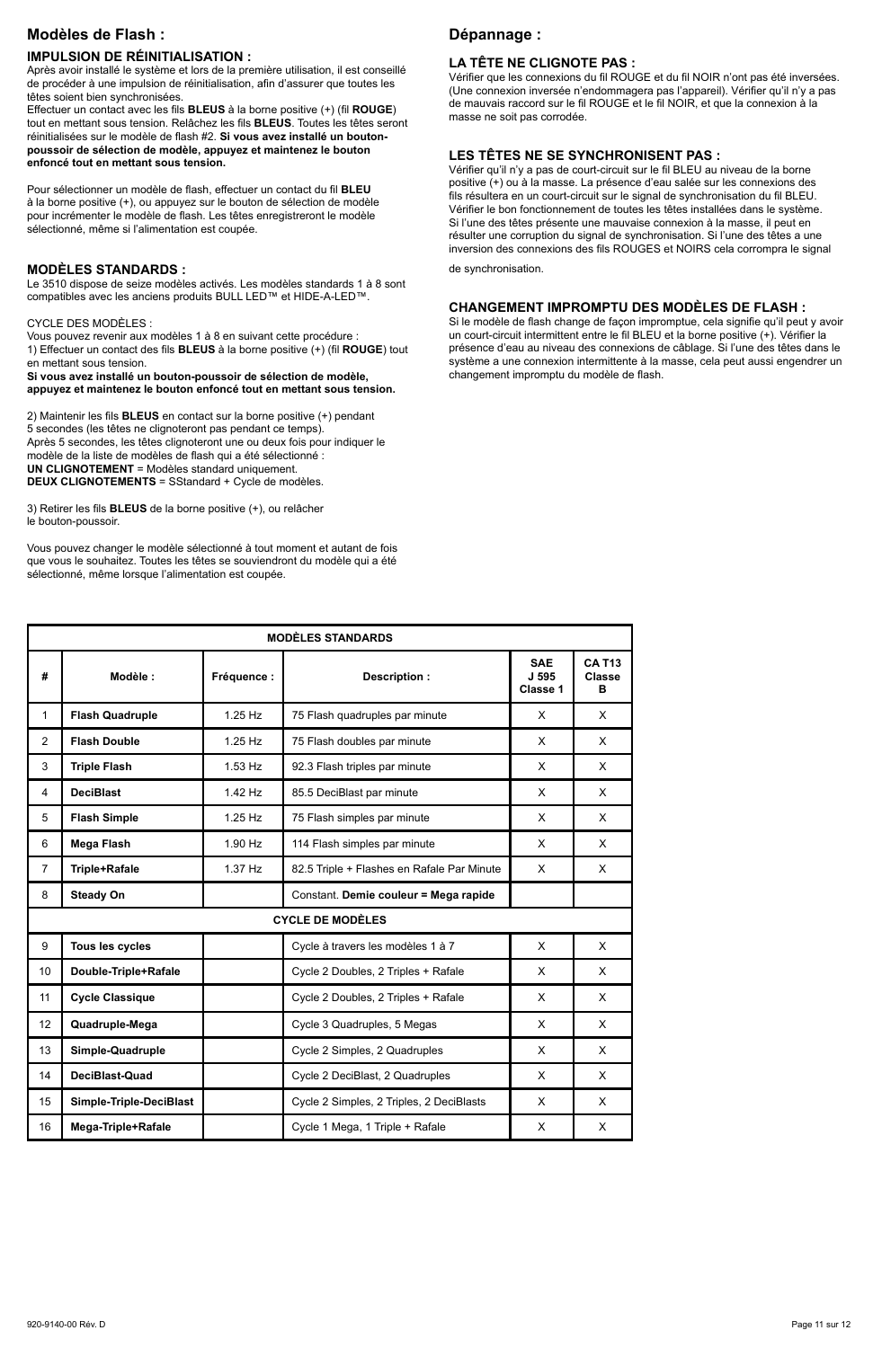## Modèles de Flash :

### IMPULSION DE RÉINITIALISATION :

Après avoir installé le système et lors de la première utilisation, il est conseillé de procéder à une impulsion de réinitialisation, afin d'assurer que toutes les têtes soient bien synchronisées.
Effectuer un contact avec les fils **BLEUS** à la borne positive (+) (fil **ROUGE**) tout en mettant sous tension. Relâchez les fils **BLEUS**. Toutes les têtes seront réinitialisées sur le modèle de flash #2. **Si vous avez installé un bouton-poussoir de sélection de modèle, appuyez et maintenez le bouton enfoncé tout en mettant sous tension.**

Pour sélectionner un modèle de flash, effectuer un contact du fil **BLEU** à la borne positive (+), ou appuyez sur le bouton de sélection de modèle pour incrémenter le modèle de flash. Les têtes enregistreront le modèle sélectionné, même si l'alimentation est coupée.

### MODÈLES STANDARDS :

Le 3510 dispose de seize modèles activés. Les modèles standards 1 à 8 sont compatibles avec les anciens produits BULL LED™ et HIDE-A-LED™.

CYCLE DES MODÈLES :
Vous pouvez revenir aux modèles 1 à 8 en suivant cette procédure :
1) Effectuer un contact des fils **BLEUS** à la borne positive (+) (fil **ROUGE**) tout en mettant sous tension.
**Si vous avez installé un bouton-poussoir de sélection de modèle, appuyez et maintenez le bouton enfoncé tout en mettant sous tension.**

2) Maintenir les fils **BLEUS** en contact sur la borne positive (+) pendant 5 secondes (les têtes ne clignoteront pas pendant ce temps).
Après 5 secondes, les têtes clignoteront une ou deux fois pour indiquer le modèle de la liste de modèles de flash qui a été sélectionné :
**UN CLIGNOTEMENT** = Modèles standard uniquement.
**DEUX CLIGNOTEMENTS** = SStandard + Cycle de modèles.

3) Retirer les fils **BLEUS** de la borne positive (+), ou relâcher le bouton-poussoir.

Vous pouvez changer le modèle sélectionné à tout moment et autant de fois que vous le souhaitez. Toutes les têtes se souviendront du modèle qui a été sélectionné, même lorsque l'alimentation est coupée.

## Dépannage :

### LA TÊTE NE CLIGNOTE PAS :

Vérifier que les connexions du fil ROUGE et du fil NOIR n'ont pas été inversées. (Une connexion inversée n'endommagera pas l'appareil). Vérifier qu'il n'y a pas de mauvais raccord sur le fil ROUGE et le fil NOIR, et que la connexion à la masse ne soit pas corrodée.

### LES TÊTES NE SE SYNCHRONISENT PAS :

Vérifier qu'il n'y a pas de court-circuit sur le fil BLEU au niveau de la borne positive (+) ou à la masse. La présence d'eau salée sur les connexions des fils résultera en un court-circuit sur le signal de synchronisation du fil BLEU. Vérifier le bon fonctionnement de toutes les têtes installées dans le système. Si l'une des têtes présente une mauvaise connexion à la masse, il peut en résulter une corruption du signal de synchronisation. Si l'une des têtes a une inversion des connexions des fils ROUGES et NOIRS cela corrompra le signal de synchronisation.

### CHANGEMENT IMPROMPTU DES MODÈLES DE FLASH :

Si le modèle de flash change de façon impromptue, cela signifie qu'il peut y avoir un court-circuit intermittent entre le fil BLEU et la borne positive (+). Vérifier la présence d'eau au niveau des connexions de câblage. Si l'une des têtes dans le système a une connexion intermittente à la masse, cela peut aussi engendrer un changement impromptu du modèle de flash.

| # | Modèle : | Fréquence : | Description : | SAE J 595 Classe 1 | CA T13 Classe B |
|---|---|---|---|---|---|
| **MODÈLES STANDARDS** | | | | | |
| 1 | **Flash Quadruple** | 1.25 Hz | 75 Flash quadruples par minute | X | X |
| 2 | **Flash Double** | 1.25 Hz | 75 Flash doubles par minute | X | X |
| 3 | **Triple Flash** | 1.53 Hz | 92.3 Flash triples par minute | X | X |
| 4 | **DeciBlast** | 1.42 Hz | 85.5 DeciBlast par minute | X | X |
| 5 | **Flash Simple** | 1.25 Hz | 75 Flash simples par minute | X | X |
| 6 | **Mega Flash** | 1.90 Hz | 114 Flash simples par minute | X | X |
| 7 | **Triple+Rafale** | 1.37 Hz | 82.5 Triple + Flashes en Rafale Par Minute | X | X |
| 8 | **Steady On** | | Constant. **Demie couleur = Mega rapide** | | |
| **CYCLE DE MODÈLES** | | | | | |
| 9 | **Tous les cycles** | | Cycle à travers les modèles 1 à 7 | X | X |
| 10 | **Double-Triple+Rafale** | | Cycle 2 Doubles, 2 Triples + Rafale | X | X |
| 11 | **Cycle Classique** | | Cycle 2 Doubles, 2 Triples + Rafale | X | X |
| 12 | **Quadruple-Mega** | | Cycle 3 Quadruples, 5 Megas | X | X |
| 13 | **Simple-Quadruple** | | Cycle 2 Simples, 2 Quadruples | X | X |
| 14 | **DeciBlast-Quad** | | Cycle 2 DeciBlast, 2 Quadruples | X | X |
| 15 | **Simple-Triple-DeciBlast** | | Cycle 2 Simples, 2 Triples, 2 DeciBlasts | X | X |
| 16 | **Mega-Triple+Rafale** | | Cycle 1 Mega, 1 Triple + Rafale | X | X |

920-9140-00 Rév. D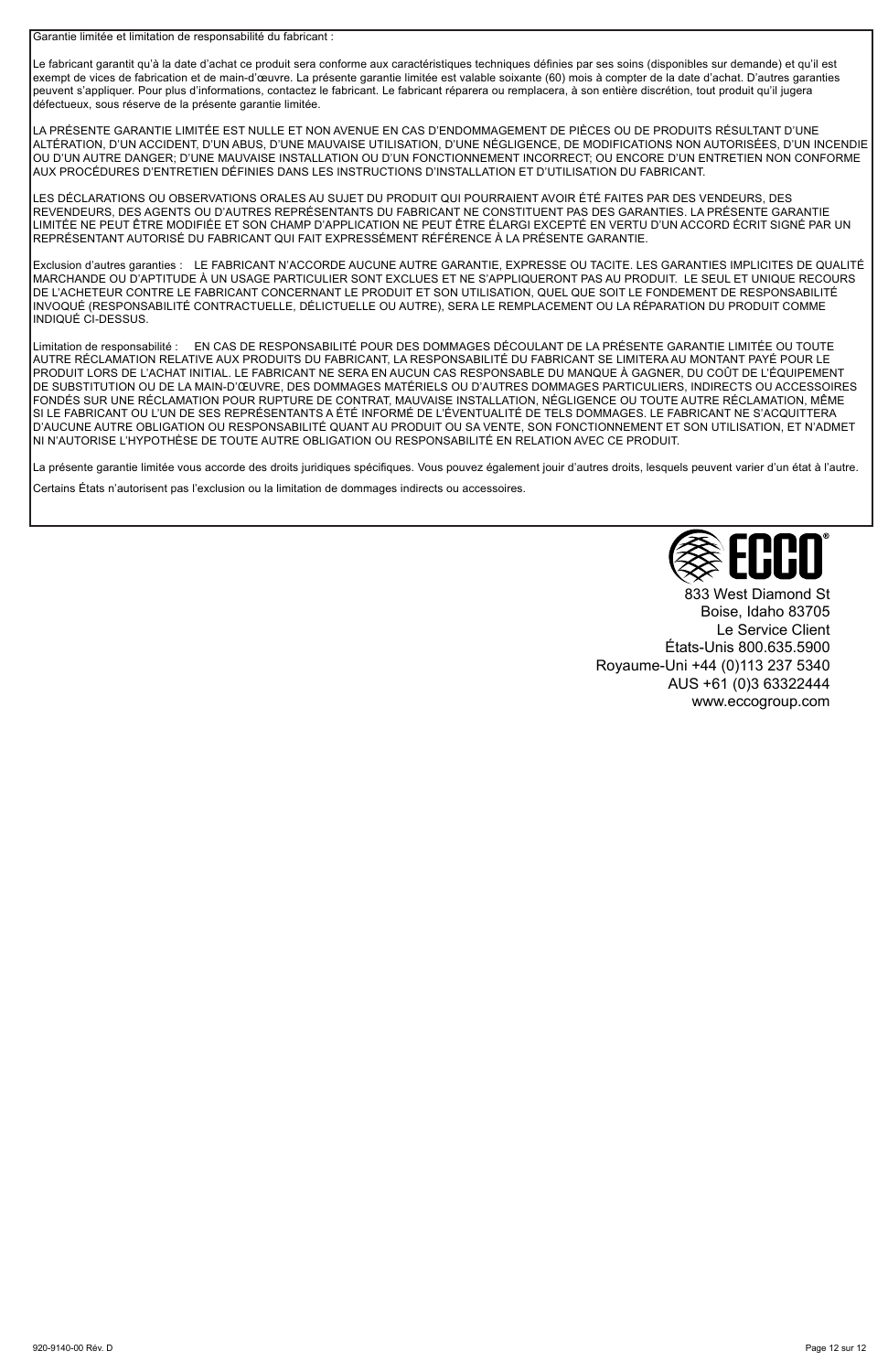Garantie limitée et limitation de responsabilité du fabricant :

Le fabricant garantit qu'à la date d'achat ce produit sera conforme aux caractéristiques techniques définies par ses soins (disponibles sur demande) et qu'il est exempt de vices de fabrication et de main-d'œuvre. La présente garantie limitée est valable soixante (60) mois à compter de la date d'achat. D'autres garanties peuvent s'appliquer. Pour plus d'informations, contactez le fabricant. Le fabricant réparera ou remplacera, à son entière discrétion, tout produit qu'il jugera défectueux, sous réserve de la présente garantie limitée.

LA PRÉSENTE GARANTIE LIMITÉE EST NULLE ET NON AVENUE EN CAS D'ENDOMMAGEMENT DE PIÈCES OU DE PRODUITS RÉSULTANT D'UNE ALTÉRATION, D'UN ACCIDENT, D'UN ABUS, D'UNE MAUVAISE UTILISATION, D'UNE NÉGLIGENCE, DE MODIFICATIONS NON AUTORISÉES, D'UN INCENDIE OU D'UN AUTRE DANGER; D'UNE MAUVAISE INSTALLATION OU D'UN FONCTIONNEMENT INCORRECT; OU ENCORE D'UN ENTRETIEN NON CONFORME AUX PROCÉDURES D'ENTRETIEN DÉFINIES DANS LES INSTRUCTIONS D'INSTALLATION ET D'UTILISATION DU FABRICANT.

LES DÉCLARATIONS OU OBSERVATIONS ORALES AU SUJET DU PRODUIT QUI POURRAIENT AVOIR ÉTÉ FAITES PAR DES VENDEURS, DES REVENDEURS, DES AGENTS OU D'AUTRES REPRÉSENTANTS DU FABRICANT NE CONSTITUENT PAS DES GARANTIES. LA PRÉSENTE GARANTIE LIMITÉE NE PEUT ÊTRE MODIFIÉE ET SON CHAMP D'APPLICATION NE PEUT ÊTRE ÉLARGI EXCEPTÉ EN VERTU D'UN ACCORD ÉCRIT SIGNÉ PAR UN REPRÉSENTANT AUTORISÉ DU FABRICANT QUI FAIT EXPRESSÉMENT RÉFÉRENCE À LA PRÉSENTE GARANTIE.

Exclusion d'autres garanties : LE FABRICANT N'ACCORDE AUCUNE AUTRE GARANTIE, EXPRESSE OU TACITE. LES GARANTIES IMPLICITES DE QUALITÉ MARCHANDE OU D'APTITUDE À UN USAGE PARTICULIER SONT EXCLUES ET NE S'APPLIQUERONT PAS AU PRODUIT. LE SEUL ET UNIQUE RECOURS DE L'ACHETEUR CONTRE LE FABRICANT CONCERNANT LE PRODUIT ET SON UTILISATION, QUEL QUE SOIT LE FONDEMENT DE RESPONSABILITÉ INVOQUÉ (RESPONSABILITÉ CONTRACTUELLE, DÉLICTUELLE OU AUTRE), SERA LE REMPLACEMENT OU LA RÉPARATION DU PRODUIT COMME INDIQUÉ CI-DESSUS.

Limitation de responsabilité : EN CAS DE RESPONSABILITÉ POUR DES DOMMAGES DÉCOULANT DE LA PRÉSENTE GARANTIE LIMITÉE OU TOUTE AUTRE RÉCLAMATION RELATIVE AUX PRODUITS DU FABRICANT, LA RESPONSABILITÉ DU FABRICANT SE LIMITERA AU MONTANT PAYÉ POUR LE PRODUIT LORS DE L'ACHAT INITIAL. LE FABRICANT NE SERA EN AUCUN CAS RESPONSABLE DU MANQUE À GAGNER, DU COÛT DE L'ÉQUIPEMENT DE SUBSTITUTION OU DE LA MAIN-D'ŒUVRE, DES DOMMAGES MATÉRIELS OU D'AUTRES DOMMAGES PARTICULIERS, INDIRECTS OU ACCESSOIRES FONDÉS SUR UNE RÉCLAMATION POUR RUPTURE DE CONTRAT, MAUVAISE INSTALLATION, NÉGLIGENCE OU TOUTE AUTRE RÉCLAMATION, MÊME SI LE FABRICANT OU L'UN DE SES REPRÉSENTANTS A ÉTÉ INFORMÉ DE L'ÉVENTUALITÉ DE TELS DOMMAGES. LE FABRICANT NE S'ACQUITTERA D'AUCUNE AUTRE OBLIGATION OU RESPONSABILITÉ QUANT AU PRODUIT OU SA VENTE, SON FONCTIONNEMENT ET SON UTILISATION, ET N'ADMET NI N'AUTORISE L'HYPOTHÈSE DE TOUTE AUTRE OBLIGATION OU RESPONSABILITÉ EN RELATION AVEC CE PRODUIT.

La présente garantie limitée vous accorde des droits juridiques spécifiques. Vous pouvez également jouir d'autres droits, lesquels peuvent varier d'un état à l'autre.

Certains États n'autorisent pas l'exclusion ou la limitation de dommages indirects ou accessoires.

ECCO®

833 West Diamond St
Boise, Idaho 83705
Le Service Client
États-Unis 800.635.5900
Royaume-Uni +44 (0)113 237 5340
AUS +61 (0)3 63322444
www.eccogroup.com

920-9140-00 Rév. D